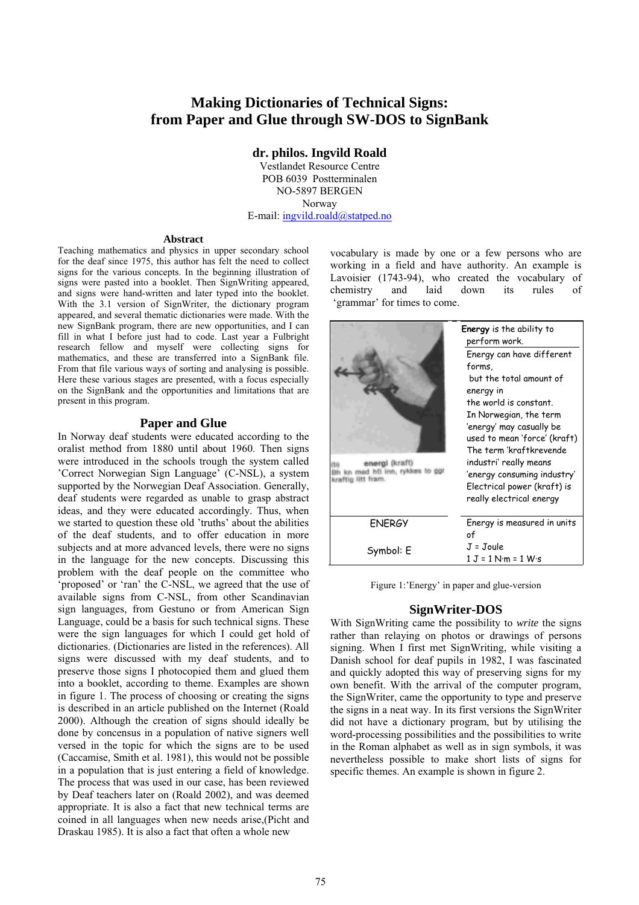# Making Dictionaries of Technical Signs: from Paper and Glue through SW-DOS to SignBank

**dr. philos. Ingvild Roald**

Vestlandet Resource Centre
POB 6039 Postterminalen
NO-5897 BERGEN
Norway
E-mail: ingvild.roald@statped.no

## Abstract

Teaching mathematics and physics in upper secondary school for the deaf since 1975, this author has felt the need to collect signs for the various concepts. In the beginning illustration of signs were pasted into a booklet. Then SignWriting appeared, and signs were hand-written and later typed into the booklet. With the 3.1 version of SignWriter, the dictionary program appeared, and several thematic dictionaries were made. With the new SignBank program, there are new opportunities, and I can fill in what I before just had to code. Last year a Fulbright research fellow and myself were collecting signs for mathematics, and these are transferred into a SignBank file. From that file various ways of sorting and analysing is possible. Here these various stages are presented, with a focus especially on the SignBank and the opportunities and limitations that are present in this program.

## Paper and Glue

In Norway deaf students were educated according to the oralist method from 1880 until about 1960. Then signs were introduced in the schools trough the system called 'Correct Norwegian Sign Language' (C-NSL), a system supported by the Norwegian Deaf Association. Generally, deaf students were regarded as unable to grasp abstract ideas, and they were educated accordingly. Thus, when we started to question these old 'truths' about the abilities of the deaf students, and to offer education in more subjects and at more advanced levels, there were no signs in the language for the new concepts. Discussing this problem with the deaf people on the committee who 'proposed' or 'ran' the C-NSL, we agreed that the use of available signs from C-NSL, from other Scandinavian sign languages, from Gestuno or from American Sign Language, could be a basis for such technical signs. These were the sign languages for which I could get hold of dictionaries. (Dictionaries are listed in the references). All signs were discussed with my deaf students, and to preserve those signs I photocopied them and glued them into a booklet, according to theme. Examples are shown in figure 1. The process of choosing or creating the signs is described in an article published on the Internet (Roald 2000). Although the creation of signs should ideally be done by concensus in a population of native signers well versed in the topic for which the signs are to be used (Caccamise, Smith et al. 1981), this would not be possible in a population that is just entering a field of knowledge. The process that was used in our case, has been reviewed by Deaf teachers later on (Roald 2002), and was deemed appropriate. It is also a fact that new technical terms are coined in all languages when new needs arise,(Picht and Draskau 1985). It is also a fact that often a whole new vocabulary is made by one or a few persons who are working in a field and have authority. An example is Lavoisier (1743-94), who created the vocabulary of chemistry and laid down its rules of 'grammar' for times to come.

| | |
|---|---|
| (b) energi (kraft) Bh kn med hfl inn, rykkes to ggr kraftig litt fram. | **Energy** is the ability to perform work. Energy can have different forms, but the total amount of energy in the world is constant. In Norwegian, the term 'energy' may casually be used to mean 'force' (kraft) The term 'kraftkrevende industri' really means 'energy consuming industry' Electrical power (kraft) is really electrical energy |
| ENERGY<br>Symbol: E | Energy is measured in units of<br>J = Joule<br>1 J = 1 N·m = 1 W·s |

Figure 1:'Energy' in paper and glue-version

## SignWriter-DOS

With SignWriting came the possibility to *write* the signs rather than relaying on photos or drawings of persons signing. When I first met SignWriting, while visiting a Danish school for deaf pupils in 1982, I was fascinated and quickly adopted this way of preserving signs for my own benefit. With the arrival of the computer program, the SignWriter, came the opportunity to type and preserve the signs in a neat way. In its first versions the SignWriter did not have a dictionary program, but by utilising the word-processing possibilities and the possibilities to write in the Roman alphabet as well as in sign symbols, it was nevertheless possible to make short lists of signs for specific themes. An example is shown in figure 2.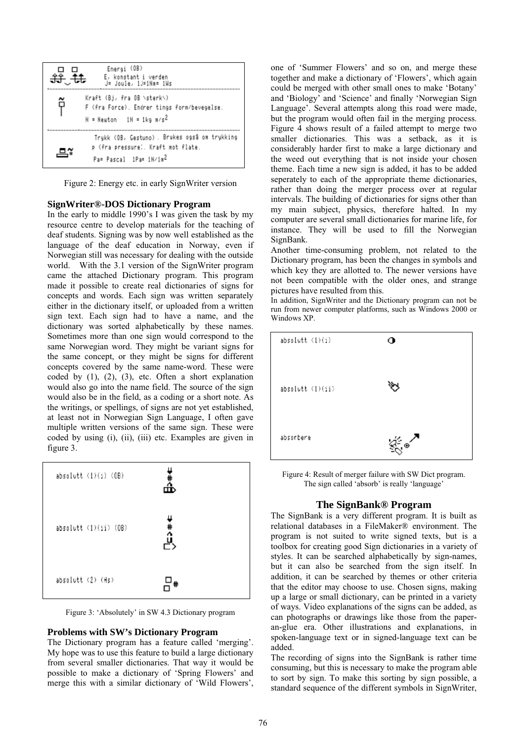Figure 2: Energy etc. in early SignWriter version

## SignWriter®-DOS Dictionary Program

In the early to middle 1990's I was given the task by my resource centre to develop materials for the teaching of deaf students. Signing was by now well established as the language of the deaf education in Norway, even if Norwegian still was necessary for dealing with the outside world. With the 3.1 version of the SignWriter program came the attached Dictionary program. This program made it possible to create real dictionaries of signs for concepts and words. Each sign was written separately either in the dictionary itself, or uploaded from a written sign text. Each sign had to have a name, and the dictionary was sorted alphabetically by these names. Sometimes more than one sign would correspond to the same Norwegian word. They might be variant signs for the same concept, or they might be signs for different concepts covered by the same name-word. These were coded by (1), (2), (3), etc. Often a short explanation would also go into the name field. The source of the sign would also be in the field, as a coding or a short note. As the writings, or spellings, of signs are not yet established, at least not in Norwegian Sign Language, I often gave multiple written versions of the same sign. These were coded by using (i), (ii), (iii) etc. Examples are given in figure 3.

Figure 3: 'Absolutely' in SW 4.3 Dictionary program

## Problems with SW's Dictionary Program

The Dictionary program has a feature called 'merging'. My hope was to use this feature to build a large dictionary from several smaller dictionaries. That way it would be possible to make a dictionary of 'Spring Flowers' and merge this with a similar dictionary of 'Wild Flowers', one of 'Summer Flowers' and so on, and merge these together and make a dictionary of 'Flowers', which again could be merged with other small ones to make 'Botany' and 'Biology' and 'Science' and finally 'Norwegian Sign Language'. Several attempts along this road were made, but the program would often fail in the merging process. Figure 4 shows result of a failed attempt to merge two smaller dictionaries. This was a setback, as it is considerably harder first to make a large dictionary and the weed out everything that is not inside your chosen theme. Each time a new sign is added, it has to be added seperately to each of the appropriate theme dictionaries, rather than doing the merger process over at regular intervals. The building of dictionaries for signs other than my main subject, physics, therefore halted. In my computer are several small dictionaries for marine life, for instance. They will be used to fill the Norwegian SignBank.

Another time-consuming problem, not related to the Dictionary program, has been the changes in symbols and which key they are allotted to. The newer versions have not been compatible with the older ones, and strange pictures have resulted from this.

In addition, SignWriter and the Dictionary program can not be run from newer computer platforms, such as Windows 2000 or Windows XP.

Figure 4: Result of merger failure with SW Dict program. The sign called 'absorb' is really 'language'

## The SignBank® Program

The SignBank is a very different program. It is built as relational databases in a FileMaker® environment. The program is not suited to write signed texts, but is a toolbox for creating good Sign dictionaries in a variety of styles. It can be searched alphabetically by sign-names, but it can also be searched from the sign itself. In addition, it can be searched by themes or other criteria that the editor may choose to use. Chosen signs, making up a large or small dictionary, can be printed in a variety of ways. Video explanations of the signs can be added, as can photographs or drawings like those from the paper-an-glue era. Other illustrations and explanations, in spoken-language text or in signed-language text can be added.

The recording of signs into the SignBank is rather time consuming, but this is necessary to make the program able to sort by sign. To make this sorting by sign possible, a standard sequence of the different symbols in SignWriter,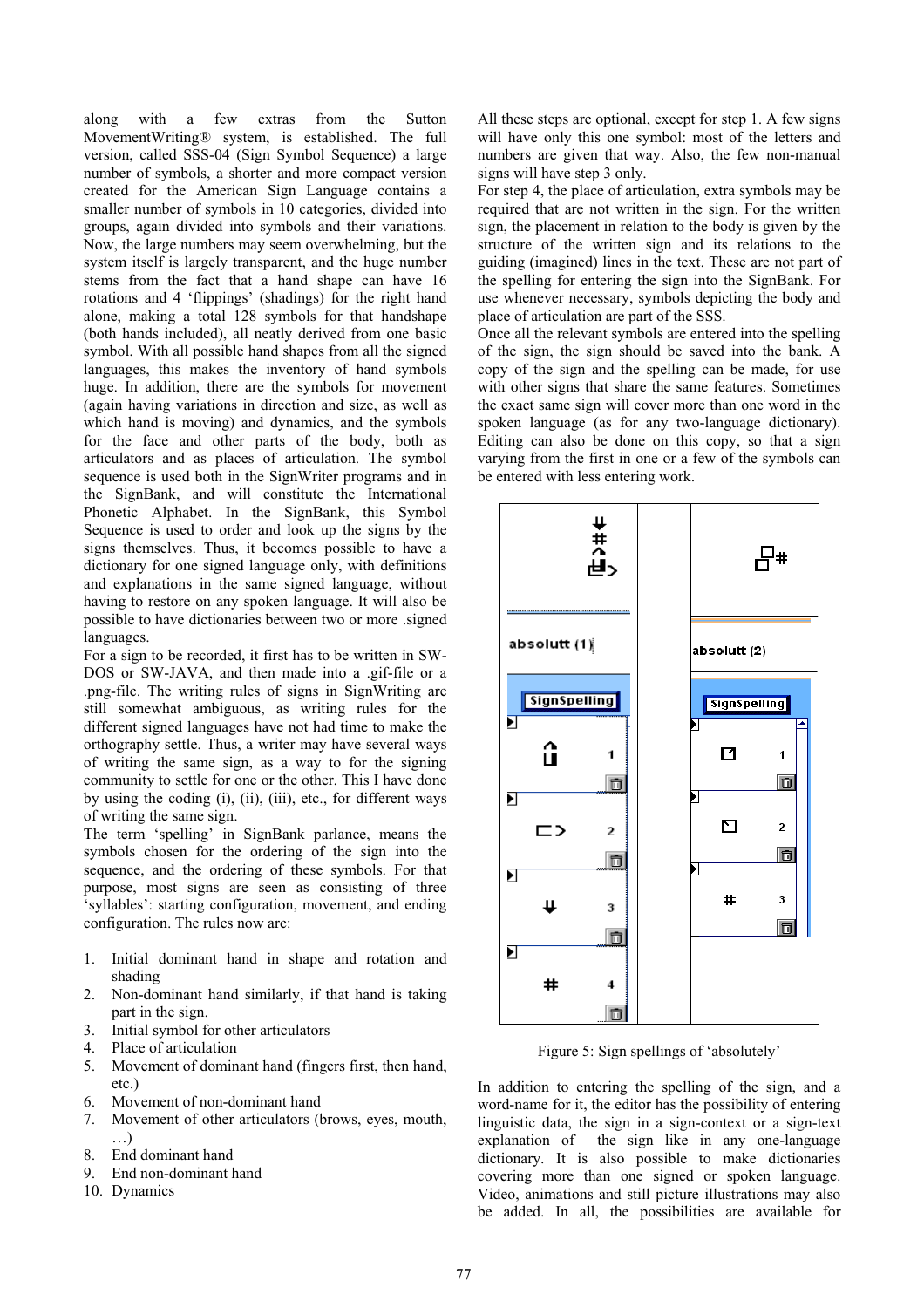along with a few extras from the Sutton MovementWriting® system, is established. The full version, called SSS-04 (Sign Symbol Sequence) a large number of symbols, a shorter and more compact version created for the American Sign Language contains a smaller number of symbols in 10 categories, divided into groups, again divided into symbols and their variations. Now, the large numbers may seem overwhelming, but the system itself is largely transparent, and the huge number stems from the fact that a hand shape can have 16 rotations and 4 'flippings' (shadings) for the right hand alone, making a total 128 symbols for that handshape (both hands included), all neatly derived from one basic symbol. With all possible hand shapes from all the signed languages, this makes the inventory of hand symbols huge. In addition, there are the symbols for movement (again having variations in direction and size, as well as which hand is moving) and dynamics, and the symbols for the face and other parts of the body, both as articulators and as places of articulation. The symbol sequence is used both in the SignWriter programs and in the SignBank, and will constitute the International Phonetic Alphabet. In the SignBank, this Symbol Sequence is used to order and look up the signs by the signs themselves. Thus, it becomes possible to have a dictionary for one signed language only, with definitions and explanations in the same signed language, without having to restore on any spoken language. It will also be possible to have dictionaries between two or more .signed languages.

For a sign to be recorded, it first has to be written in SW-DOS or SW-JAVA, and then made into a .gif-file or a .png-file. The writing rules of signs in SignWriting are still somewhat ambiguous, as writing rules for the different signed languages have not had time to make the orthography settle. Thus, a writer may have several ways of writing the same sign, as a way to for the signing community to settle for one or the other. This I have done by using the coding (i), (ii), (iii), etc., for different ways of writing the same sign.

The term 'spelling' in SignBank parlance, means the symbols chosen for the ordering of the sign into the sequence, and the ordering of these symbols. For that purpose, most signs are seen as consisting of three 'syllables': starting configuration, movement, and ending configuration. The rules now are:

1. Initial dominant hand in shape and rotation and shading
2. Non-dominant hand similarly, if that hand is taking part in the sign.
3. Initial symbol for other articulators
4. Place of articulation
5. Movement of dominant hand (fingers first, then hand, etc.)
6. Movement of non-dominant hand
7. Movement of other articulators (brows, eyes, mouth, …)
8. End dominant hand
9. End non-dominant hand
10. Dynamics

All these steps are optional, except for step 1. A few signs will have only this one symbol: most of the letters and numbers are given that way. Also, the few non-manual signs will have step 3 only.

For step 4, the place of articulation, extra symbols may be required that are not written in the sign. For the written sign, the placement in relation to the body is given by the structure of the written sign and its relations to the guiding (imagined) lines in the text. These are not part of the spelling for entering the sign into the SignBank. For use whenever necessary, symbols depicting the body and place of articulation are part of the SSS.

Once all the relevant symbols are entered into the spelling of the sign, the sign should be saved into the bank. A copy of the sign and the spelling can be made, for use with other signs that share the same features. Sometimes the exact same sign will cover more than one word in the spoken language (as for any two-language dictionary). Editing can also be done on this copy, so that a sign varying from the first in one or a few of the symbols can be entered with less entering work.

absolutt (1)

SignSpelling

1

2

3

4

absolutt (2)

SignSpelling

1

2

3

Figure 5: Sign spellings of 'absolutely'

In addition to entering the spelling of the sign, and a word-name for it, the editor has the possibility of entering linguistic data, the sign in a sign-context or a sign-text explanation of the sign like in any one-language dictionary. It is also possible to make dictionaries covering more than one signed or spoken language. Video, animations and still picture illustrations may also be added. In all, the possibilities are available for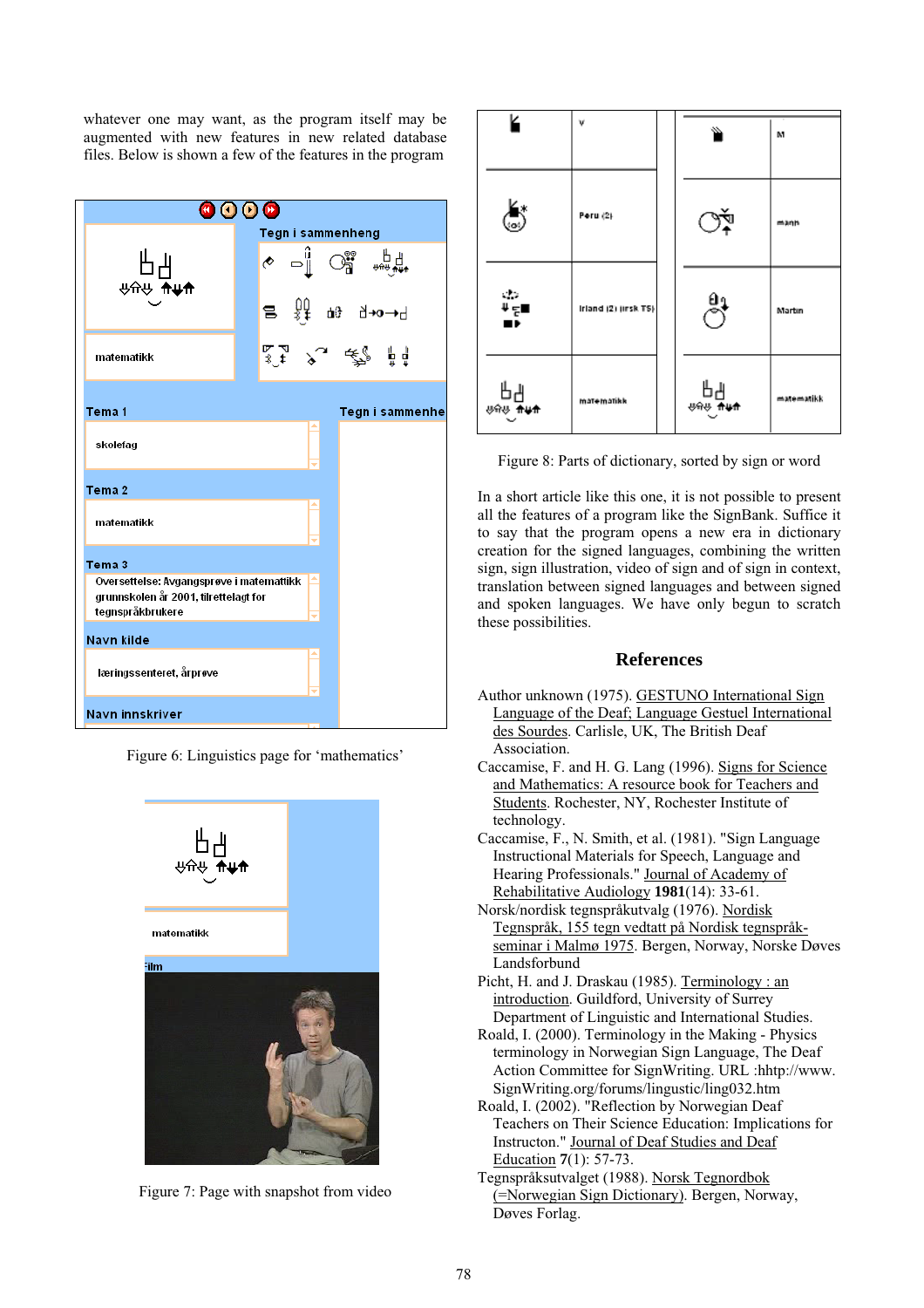whatever one may want, as the program itself may be augmented with new features in new related database files. Below is shown a few of the features in the program

Figure 6: Linguistics page for 'mathematics'

Figure 7: Page with snapshot from video

Figure 8: Parts of dictionary, sorted by sign or word

In a short article like this one, it is not possible to present all the features of a program like the SignBank. Suffice it to say that the program opens a new era in dictionary creation for the signed languages, combining the written sign, sign illustration, video of sign and of sign in context, translation between signed languages and between signed and spoken languages. We have only begun to scratch these possibilities.

## References

Author unknown (1975). GESTUNO International Sign Language of the Deaf; Language Gestuel International des Sourdes. Carlisle, UK, The British Deaf Association.

Caccamise, F. and H. G. Lang (1996). Signs for Science and Mathematics: A resource book for Teachers and Students. Rochester, NY, Rochester Institute of technology.

Caccamise, F., N. Smith, et al. (1981). "Sign Language Instructional Materials for Speech, Language and Hearing Professionals." Journal of Academy of Rehabilitative Audiology **1981**(14): 33-61.

Norsk/nordisk tegnspråkutvalg (1976). Nordisk Tegnspråk, 155 tegn vedtatt på Nordisk tegnspråk-seminar i Malmø 1975. Bergen, Norway, Norske Døves Landsforbund

Picht, H. and J. Draskau (1985). Terminology : an introduction. Guildford, University of Surrey Department of Linguistic and International Studies.

Roald, I. (2000). Terminology in the Making - Physics terminology in Norwegian Sign Language, The Deaf Action Committee for SignWriting. URL :hhttp://www. SignWriting.org/forums/lingustic/ling032.htm

Roald, I. (2002). "Reflection by Norwegian Deaf Teachers on Their Science Education: Implications for Instructon." Journal of Deaf Studies and Deaf Education **7**(1): 57-73.

Tegnspråksutvalget (1988). Norsk Tegnordbok (=Norwegian Sign Dictionary). Bergen, Norway, Døves Forlag.